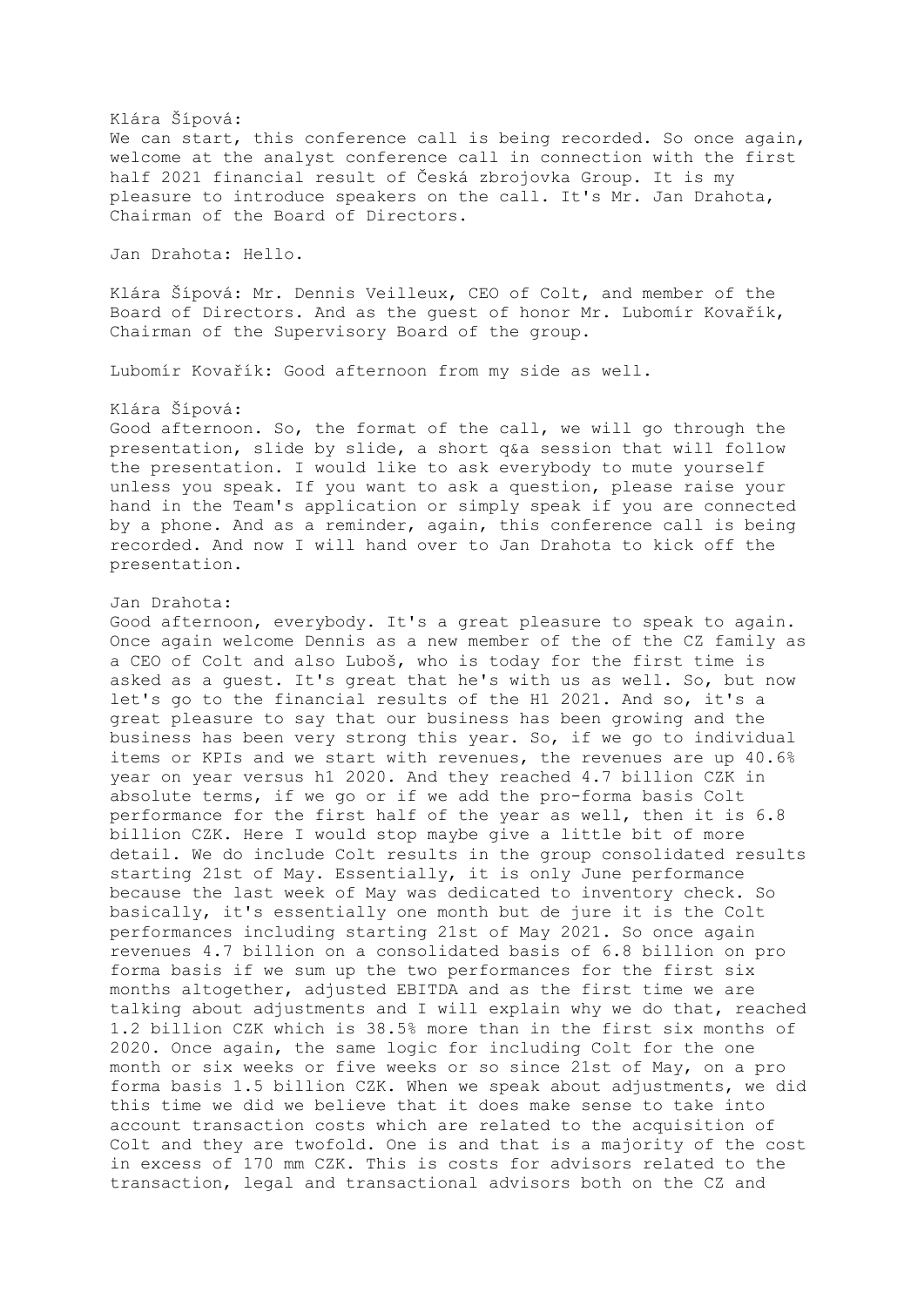Klára Šípová:
We can start, this conference call is being recorded. So once again, welcome at the analyst conference call in connection with the first half 2021 financial result of Česká zbrojovka Group. It is my pleasure to introduce speakers on the call. It's Mr. Jan Drahota, Chairman of the Board of Directors.

Jan Drahota: Hello.

Klára Šípová: Mr. Dennis Veilleux, CEO of Colt, and member of the Board of Directors. And as the guest of honor Mr. Lubomír Kovařík, Chairman of the Supervisory Board of the group.

Lubomír Kovařík: Good afternoon from my side as well.

Klára Šípová:
Good afternoon. So, the format of the call, we will go through the presentation, slide by slide, a short q&a session that will follow the presentation. I would like to ask everybody to mute yourself unless you speak. If you want to ask a question, please raise your hand in the Team's application or simply speak if you are connected by a phone. And as a reminder, again, this conference call is being recorded. And now I will hand over to Jan Drahota to kick off the presentation.

Jan Drahota:
Good afternoon, everybody. It's a great pleasure to speak to again. Once again welcome Dennis as a new member of the of the CZ family as a CEO of Colt and also Luboš, who is today for the first time is asked as a guest. It's great that he's with us as well. So, but now let's go to the financial results of the H1 2021. And so, it's a great pleasure to say that our business has been growing and the business has been very strong this year. So, if we go to individual items or KPIs and we start with revenues, the revenues are up 40.6% year on year versus h1 2020. And they reached 4.7 billion CZK in absolute terms, if we go or if we add the pro-forma basis Colt performance for the first half of the year as well, then it is 6.8 billion CZK. Here I would stop maybe give a little bit of more detail. We do include Colt results in the group consolidated results starting 21st of May. Essentially, it is only June performance because the last week of May was dedicated to inventory check. So basically, it's essentially one month but de jure it is the Colt performances including starting 21st of May 2021. So once again revenues 4.7 billion on a consolidated basis of 6.8 billion on pro forma basis if we sum up the two performances for the first six months altogether, adjusted EBITDA and as the first time we are talking about adjustments and I will explain why we do that, reached 1.2 billion CZK which is 38.5% more than in the first six months of 2020. Once again, the same logic for including Colt for the one month or six weeks or five weeks or so since 21st of May, on a pro forma basis 1.5 billion CZK. When we speak about adjustments, we did this time we did we believe that it does make sense to take into account transaction costs which are related to the acquisition of Colt and they are twofold. One is and that is a majority of the cost in excess of 170 mm CZK. This is costs for advisors related to the transaction, legal and transactional advisors both on the CZ and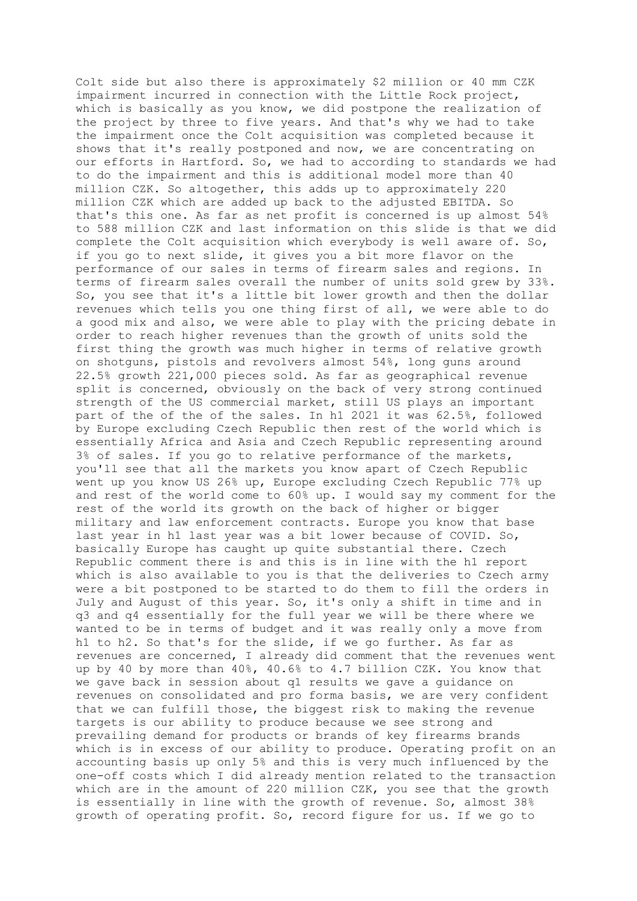Colt side but also there is approximately $2 million or 40 mm CZK impairment incurred in connection with the Little Rock project, which is basically as you know, we did postpone the realization of the project by three to five years. And that's why we had to take the impairment once the Colt acquisition was completed because it shows that it's really postponed and now, we are concentrating on our efforts in Hartford. So, we had to according to standards we had to do the impairment and this is additional model more than 40 million CZK. So altogether, this adds up to approximately 220 million CZK which are added up back to the adjusted EBITDA. So that's this one. As far as net profit is concerned is up almost 54% to 588 million CZK and last information on this slide is that we did complete the Colt acquisition which everybody is well aware of. So, if you go to next slide, it gives you a bit more flavor on the performance of our sales in terms of firearm sales and regions. In terms of firearm sales overall the number of units sold grew by 33%. So, you see that it's a little bit lower growth and then the dollar revenues which tells you one thing first of all, we were able to do a good mix and also, we were able to play with the pricing debate in order to reach higher revenues than the growth of units sold the first thing the growth was much higher in terms of relative growth on shotguns, pistols and revolvers almost 54%, long guns around 22.5% growth 221,000 pieces sold. As far as geographical revenue split is concerned, obviously on the back of very strong continued strength of the US commercial market, still US plays an important part of the of the of the sales. In h1 2021 it was 62.5%, followed by Europe excluding Czech Republic then rest of the world which is essentially Africa and Asia and Czech Republic representing around 3% of sales. If you go to relative performance of the markets, you'll see that all the markets you know apart of Czech Republic went up you know US 26% up, Europe excluding Czech Republic 77% up and rest of the world come to 60% up. I would say my comment for the rest of the world its growth on the back of higher or bigger military and law enforcement contracts. Europe you know that base last year in h1 last year was a bit lower because of COVID. So, basically Europe has caught up quite substantial there. Czech Republic comment there is and this is in line with the h1 report which is also available to you is that the deliveries to Czech army were a bit postponed to be started to do them to fill the orders in July and August of this year. So, it's only a shift in time and in q3 and q4 essentially for the full year we will be there where we wanted to be in terms of budget and it was really only a move from h1 to h2. So that's for the slide, if we go further. As far as revenues are concerned, I already did comment that the revenues went up by 40 by more than 40%, 40.6% to 4.7 billion CZK. You know that we gave back in session about q1 results we gave a guidance on revenues on consolidated and pro forma basis, we are very confident that we can fulfill those, the biggest risk to making the revenue targets is our ability to produce because we see strong and prevailing demand for products or brands of key firearms brands which is in excess of our ability to produce. Operating profit on an accounting basis up only 5% and this is very much influenced by the one-off costs which I did already mention related to the transaction which are in the amount of 220 million CZK, you see that the growth is essentially in line with the growth of revenue. So, almost 38% growth of operating profit. So, record figure for us. If we go to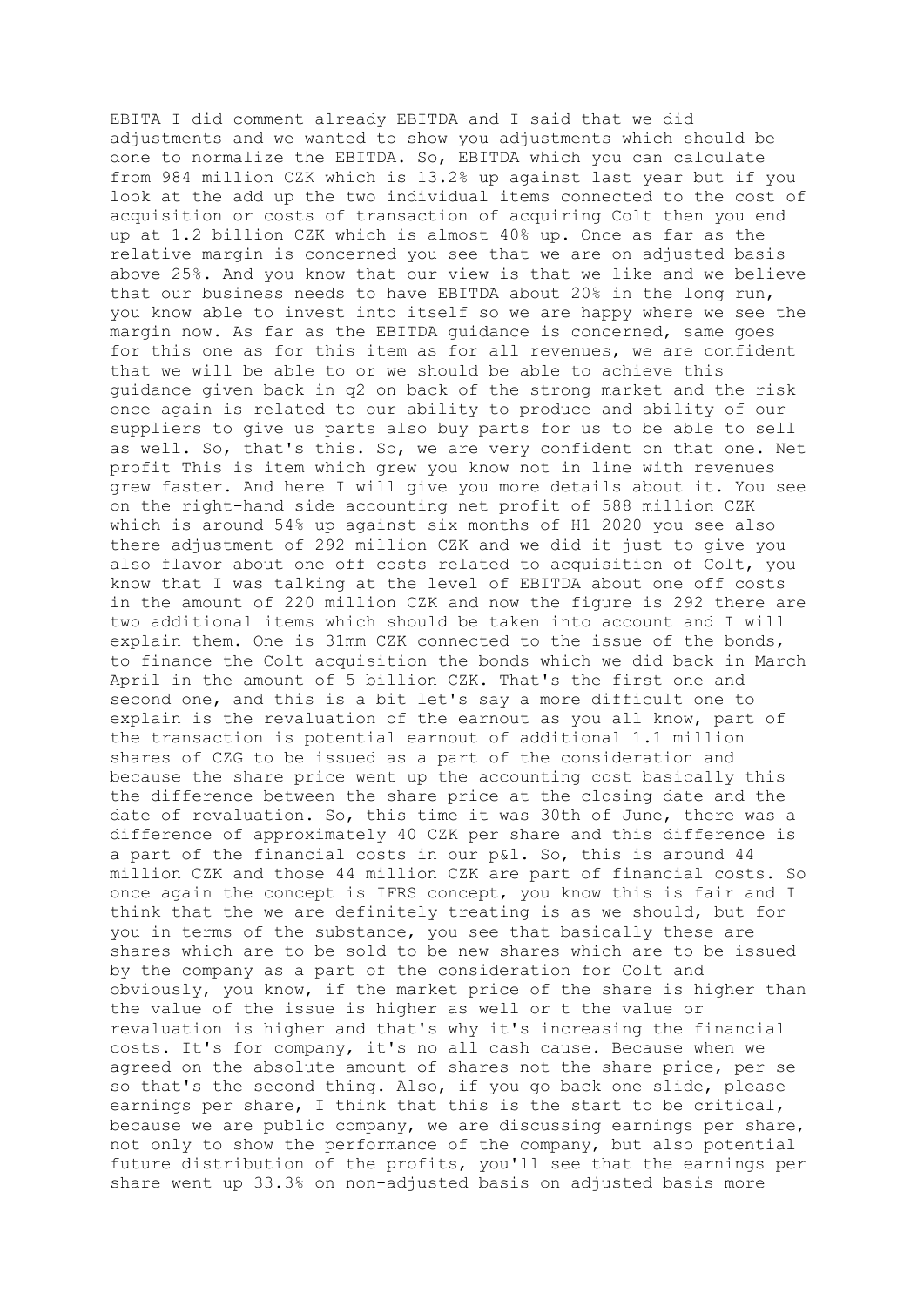EBITA I did comment already EBITDA and I said that we did adjustments and we wanted to show you adjustments which should be done to normalize the EBITDA. So, EBITDA which you can calculate from 984 million CZK which is 13.2% up against last year but if you look at the add up the two individual items connected to the cost of acquisition or costs of transaction of acquiring Colt then you end up at 1.2 billion CZK which is almost 40% up. Once as far as the relative margin is concerned you see that we are on adjusted basis above 25%. And you know that our view is that we like and we believe that our business needs to have EBITDA about 20% in the long run, you know able to invest into itself so we are happy where we see the margin now. As far as the EBITDA guidance is concerned, same goes for this one as for this item as for all revenues, we are confident that we will be able to or we should be able to achieve this guidance given back in q2 on back of the strong market and the risk once again is related to our ability to produce and ability of our suppliers to give us parts also buy parts for us to be able to sell as well. So, that's this. So, we are very confident on that one. Net profit This is item which grew you know not in line with revenues grew faster. And here I will give you more details about it. You see on the right-hand side accounting net profit of 588 million CZK which is around 54% up against six months of H1 2020 you see also there adjustment of 292 million CZK and we did it just to give you also flavor about one off costs related to acquisition of Colt, you know that I was talking at the level of EBITDA about one off costs in the amount of 220 million CZK and now the figure is 292 there are two additional items which should be taken into account and I will explain them. One is 31mm CZK connected to the issue of the bonds, to finance the Colt acquisition the bonds which we did back in March April in the amount of 5 billion CZK. That's the first one and second one, and this is a bit let's say a more difficult one to explain is the revaluation of the earnout as you all know, part of the transaction is potential earnout of additional 1.1 million shares of CZG to be issued as a part of the consideration and because the share price went up the accounting cost basically this the difference between the share price at the closing date and the date of revaluation. So, this time it was 30th of June, there was a difference of approximately 40 CZK per share and this difference is a part of the financial costs in our p&l. So, this is around 44 million CZK and those 44 million CZK are part of financial costs. So once again the concept is IFRS concept, you know this is fair and I think that the we are definitely treating is as we should, but for you in terms of the substance, you see that basically these are shares which are to be sold to be new shares which are to be issued by the company as a part of the consideration for Colt and obviously, you know, if the market price of the share is higher than the value of the issue is higher as well or t the value or revaluation is higher and that's why it's increasing the financial costs. It's for company, it's no all cash cause. Because when we agreed on the absolute amount of shares not the share price, per se so that's the second thing. Also, if you go back one slide, please earnings per share, I think that this is the start to be critical, because we are public company, we are discussing earnings per share, not only to show the performance of the company, but also potential future distribution of the profits, you'll see that the earnings per share went up 33.3% on non-adjusted basis on adjusted basis more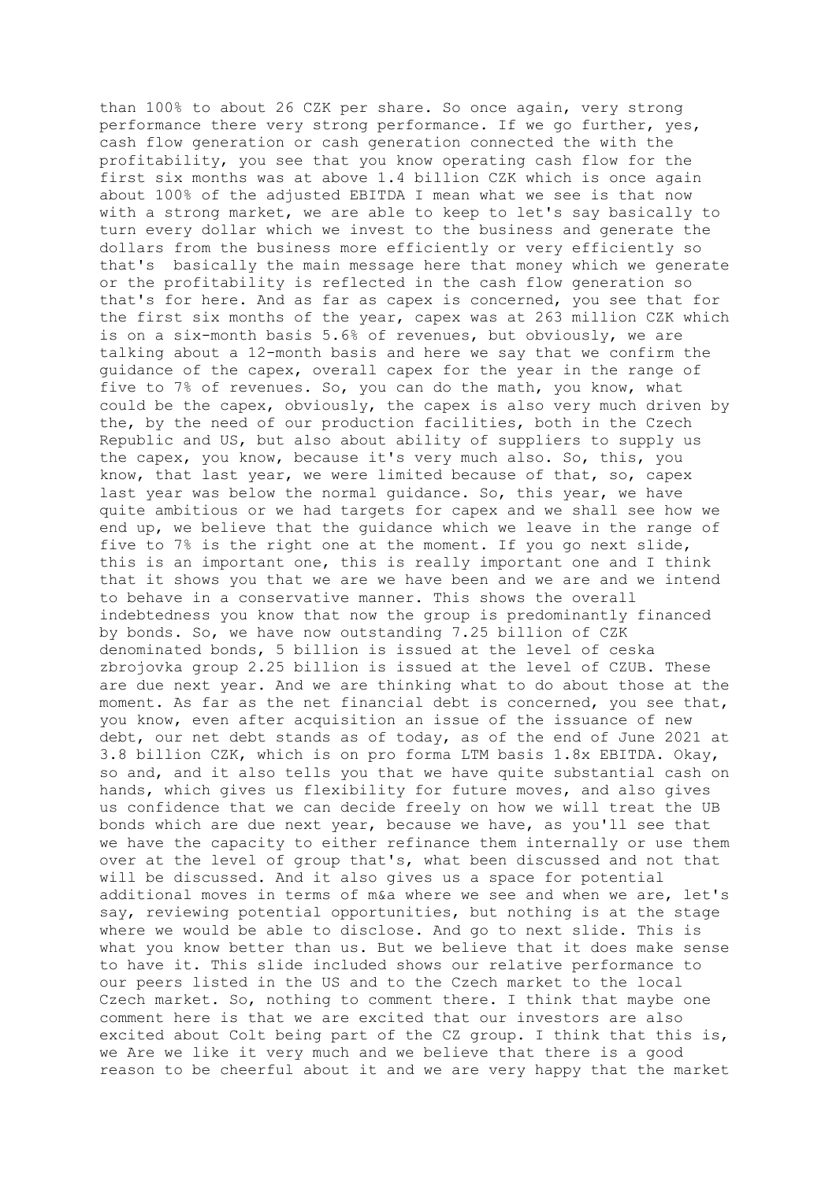than 100% to about 26 CZK per share. So once again, very strong performance there very strong performance. If we go further, yes, cash flow generation or cash generation connected the with the profitability, you see that you know operating cash flow for the first six months was at above 1.4 billion CZK which is once again about 100% of the adjusted EBITDA I mean what we see is that now with a strong market, we are able to keep to let's say basically to turn every dollar which we invest to the business and generate the dollars from the business more efficiently or very efficiently so that's basically the main message here that money which we generate or the profitability is reflected in the cash flow generation so that's for here. And as far as capex is concerned, you see that for the first six months of the year, capex was at 263 million CZK which is on a six-month basis 5.6% of revenues, but obviously, we are talking about a 12-month basis and here we say that we confirm the guidance of the capex, overall capex for the year in the range of five to 7% of revenues. So, you can do the math, you know, what could be the capex, obviously, the capex is also very much driven by the, by the need of our production facilities, both in the Czech Republic and US, but also about ability of suppliers to supply us the capex, you know, because it's very much also. So, this, you know, that last year, we were limited because of that, so, capex last year was below the normal guidance. So, this year, we have quite ambitious or we had targets for capex and we shall see how we end up, we believe that the guidance which we leave in the range of five to 7% is the right one at the moment. If you go next slide, this is an important one, this is really important one and I think that it shows you that we are we have been and we are and we intend to behave in a conservative manner. This shows the overall indebtedness you know that now the group is predominantly financed by bonds. So, we have now outstanding 7.25 billion of CZK denominated bonds, 5 billion is issued at the level of ceska zbrojovka group 2.25 billion is issued at the level of CZUB. These are due next year. And we are thinking what to do about those at the moment. As far as the net financial debt is concerned, you see that, you know, even after acquisition an issue of the issuance of new debt, our net debt stands as of today, as of the end of June 2021 at 3.8 billion CZK, which is on pro forma LTM basis 1.8x EBITDA. Okay, so and, and it also tells you that we have quite substantial cash on hands, which gives us flexibility for future moves, and also gives us confidence that we can decide freely on how we will treat the UB bonds which are due next year, because we have, as you'll see that we have the capacity to either refinance them internally or use them over at the level of group that's, what been discussed and not that will be discussed. And it also gives us a space for potential additional moves in terms of m&a where we see and when we are, let's say, reviewing potential opportunities, but nothing is at the stage where we would be able to disclose. And go to next slide. This is what you know better than us. But we believe that it does make sense to have it. This slide included shows our relative performance to our peers listed in the US and to the Czech market to the local Czech market. So, nothing to comment there. I think that maybe one comment here is that we are excited that our investors are also excited about Colt being part of the CZ group. I think that this is, we Are we like it very much and we believe that there is a good reason to be cheerful about it and we are very happy that the market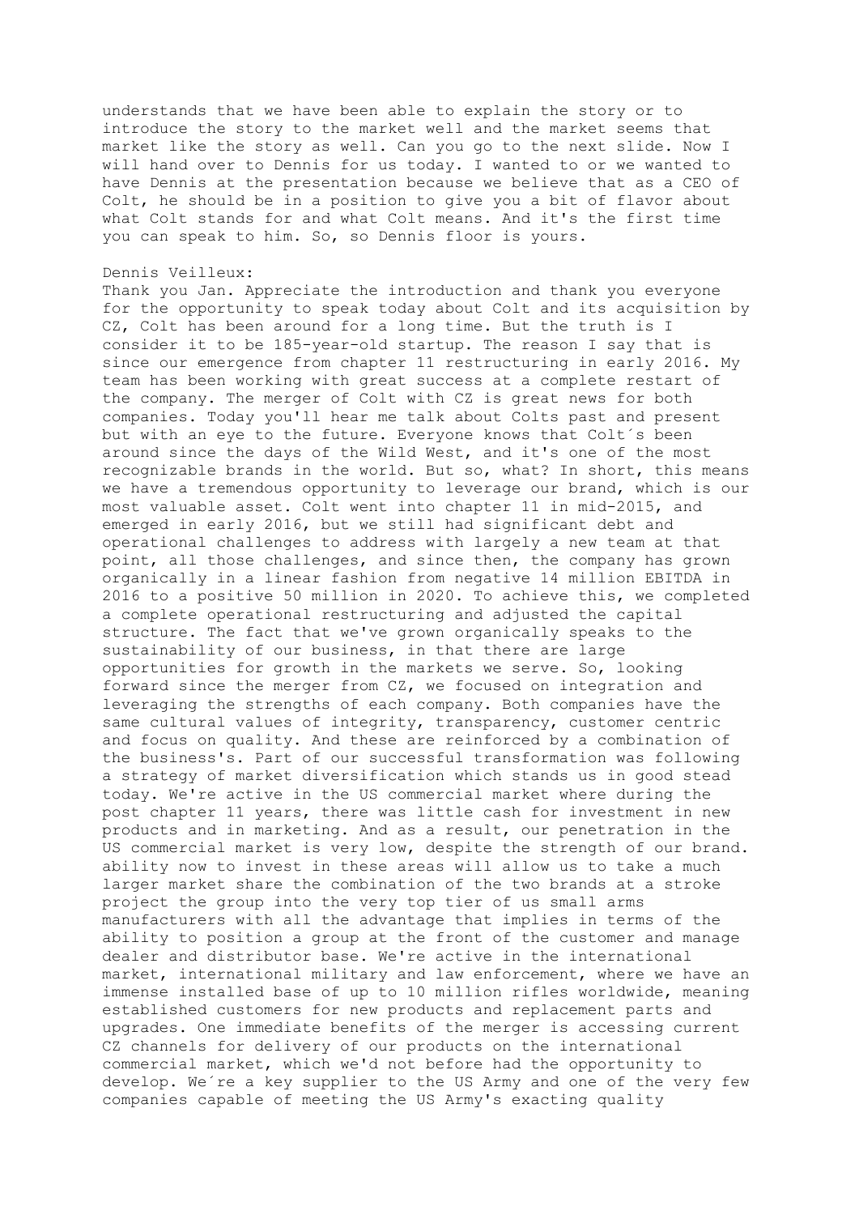understands that we have been able to explain the story or to introduce the story to the market well and the market seems that market like the story as well. Can you go to the next slide. Now I will hand over to Dennis for us today. I wanted to or we wanted to have Dennis at the presentation because we believe that as a CEO of Colt, he should be in a position to give you a bit of flavor about what Colt stands for and what Colt means. And it's the first time you can speak to him. So, so Dennis floor is yours.

Dennis Veilleux:
Thank you Jan. Appreciate the introduction and thank you everyone for the opportunity to speak today about Colt and its acquisition by CZ, Colt has been around for a long time. But the truth is I consider it to be 185-year-old startup. The reason I say that is since our emergence from chapter 11 restructuring in early 2016. My team has been working with great success at a complete restart of the company. The merger of Colt with CZ is great news for both companies. Today you'll hear me talk about Colts past and present but with an eye to the future. Everyone knows that Colt´s been around since the days of the Wild West, and it's one of the most recognizable brands in the world. But so, what? In short, this means we have a tremendous opportunity to leverage our brand, which is our most valuable asset. Colt went into chapter 11 in mid-2015, and emerged in early 2016, but we still had significant debt and operational challenges to address with largely a new team at that point, all those challenges, and since then, the company has grown organically in a linear fashion from negative 14 million EBITDA in 2016 to a positive 50 million in 2020. To achieve this, we completed a complete operational restructuring and adjusted the capital structure. The fact that we've grown organically speaks to the sustainability of our business, in that there are large opportunities for growth in the markets we serve. So, looking forward since the merger from CZ, we focused on integration and leveraging the strengths of each company. Both companies have the same cultural values of integrity, transparency, customer centric and focus on quality. And these are reinforced by a combination of the business's. Part of our successful transformation was following a strategy of market diversification which stands us in good stead today. We're active in the US commercial market where during the post chapter 11 years, there was little cash for investment in new products and in marketing. And as a result, our penetration in the US commercial market is very low, despite the strength of our brand. ability now to invest in these areas will allow us to take a much larger market share the combination of the two brands at a stroke project the group into the very top tier of us small arms manufacturers with all the advantage that implies in terms of the ability to position a group at the front of the customer and manage dealer and distributor base. We're active in the international market, international military and law enforcement, where we have an immense installed base of up to 10 million rifles worldwide, meaning established customers for new products and replacement parts and upgrades. One immediate benefits of the merger is accessing current CZ channels for delivery of our products on the international commercial market, which we'd not before had the opportunity to develop. We´re a key supplier to the US Army and one of the very few companies capable of meeting the US Army's exacting quality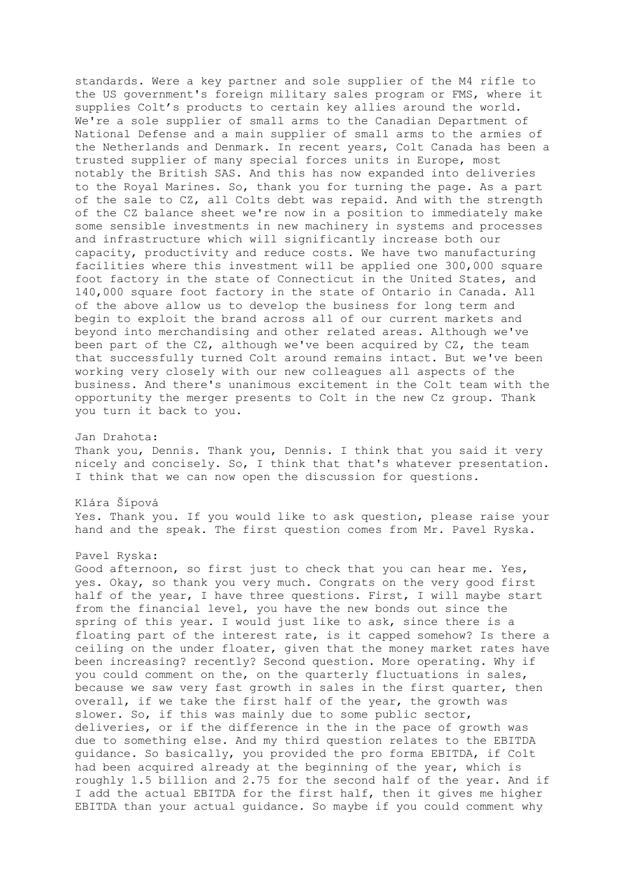standards. Were a key partner and sole supplier of the M4 rifle to the US government's foreign military sales program or FMS, where it supplies Colt's products to certain key allies around the world. We're a sole supplier of small arms to the Canadian Department of National Defense and a main supplier of small arms to the armies of the Netherlands and Denmark. In recent years, Colt Canada has been a trusted supplier of many special forces units in Europe, most notably the British SAS. And this has now expanded into deliveries to the Royal Marines. So, thank you for turning the page. As a part of the sale to CZ, all Colts debt was repaid. And with the strength of the CZ balance sheet we're now in a position to immediately make some sensible investments in new machinery in systems and processes and infrastructure which will significantly increase both our capacity, productivity and reduce costs. We have two manufacturing facilities where this investment will be applied one 300,000 square foot factory in the state of Connecticut in the United States, and 140,000 square foot factory in the state of Ontario in Canada. All of the above allow us to develop the business for long term and begin to exploit the brand across all of our current markets and beyond into merchandising and other related areas. Although we've been part of the CZ, although we've been acquired by CZ, the team that successfully turned Colt around remains intact. But we've been working very closely with our new colleagues all aspects of the business. And there's unanimous excitement in the Colt team with the opportunity the merger presents to Colt in the new Cz group. Thank you turn it back to you.

Jan Drahota:
Thank you, Dennis. Thank you, Dennis. I think that you said it very nicely and concisely. So, I think that that's whatever presentation. I think that we can now open the discussion for questions.

Klára Šípová
Yes. Thank you. If you would like to ask question, please raise your hand and the speak. The first question comes from Mr. Pavel Ryska.

Pavel Ryska:
Good afternoon, so first just to check that you can hear me. Yes, yes. Okay, so thank you very much. Congrats on the very good first half of the year, I have three questions. First, I will maybe start from the financial level, you have the new bonds out since the spring of this year. I would just like to ask, since there is a floating part of the interest rate, is it capped somehow? Is there a ceiling on the under floater, given that the money market rates have been increasing? recently? Second question. More operating. Why if you could comment on the, on the quarterly fluctuations in sales, because we saw very fast growth in sales in the first quarter, then overall, if we take the first half of the year, the growth was slower. So, if this was mainly due to some public sector, deliveries, or if the difference in the in the pace of growth was due to something else. And my third question relates to the EBITDA guidance. So basically, you provided the pro forma EBITDA, if Colt had been acquired already at the beginning of the year, which is roughly 1.5 billion and 2.75 for the second half of the year. And if I add the actual EBITDA for the first half, then it gives me higher EBITDA than your actual guidance. So maybe if you could comment why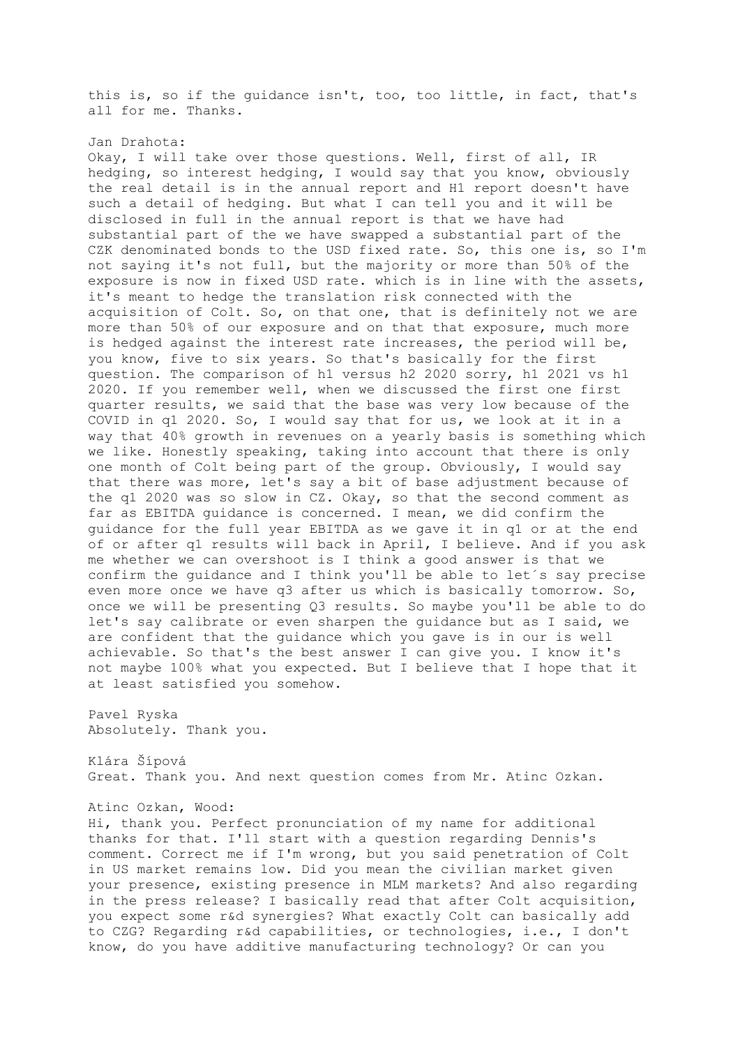this is, so if the guidance isn't, too, too little, in fact, that's all for me. Thanks.

Jan Drahota:
Okay, I will take over those questions. Well, first of all, IR hedging, so interest hedging, I would say that you know, obviously the real detail is in the annual report and H1 report doesn't have such a detail of hedging. But what I can tell you and it will be disclosed in full in the annual report is that we have had substantial part of the we have swapped a substantial part of the CZK denominated bonds to the USD fixed rate. So, this one is, so I'm not saying it's not full, but the majority or more than 50% of the exposure is now in fixed USD rate. which is in line with the assets, it's meant to hedge the translation risk connected with the acquisition of Colt. So, on that one, that is definitely not we are more than 50% of our exposure and on that that exposure, much more is hedged against the interest rate increases, the period will be, you know, five to six years. So that's basically for the first question. The comparison of h1 versus h2 2020 sorry, h1 2021 vs h1 2020. If you remember well, when we discussed the first one first quarter results, we said that the base was very low because of the COVID in q1 2020. So, I would say that for us, we look at it in a way that 40% growth in revenues on a yearly basis is something which we like. Honestly speaking, taking into account that there is only one month of Colt being part of the group. Obviously, I would say that there was more, let's say a bit of base adjustment because of the q1 2020 was so slow in CZ. Okay, so that the second comment as far as EBITDA guidance is concerned. I mean, we did confirm the guidance for the full year EBITDA as we gave it in q1 or at the end of or after q1 results will back in April, I believe. And if you ask me whether we can overshoot is I think a good answer is that we confirm the guidance and I think you'll be able to let´s say precise even more once we have q3 after us which is basically tomorrow. So, once we will be presenting Q3 results. So maybe you'll be able to do let's say calibrate or even sharpen the guidance but as I said, we are confident that the guidance which you gave is in our is well achievable. So that's the best answer I can give you. I know it's not maybe 100% what you expected. But I believe that I hope that it at least satisfied you somehow.

Pavel Ryska
Absolutely. Thank you.

Klára Šípová
Great. Thank you. And next question comes from Mr. Atinc Ozkan.

Atinc Ozkan, Wood:
Hi, thank you. Perfect pronunciation of my name for additional thanks for that. I'll start with a question regarding Dennis's comment. Correct me if I'm wrong, but you said penetration of Colt in US market remains low. Did you mean the civilian market given your presence, existing presence in MLM markets? And also regarding in the press release? I basically read that after Colt acquisition, you expect some r&d synergies? What exactly Colt can basically add to CZG? Regarding r&d capabilities, or technologies, i.e., I don't know, do you have additive manufacturing technology? Or can you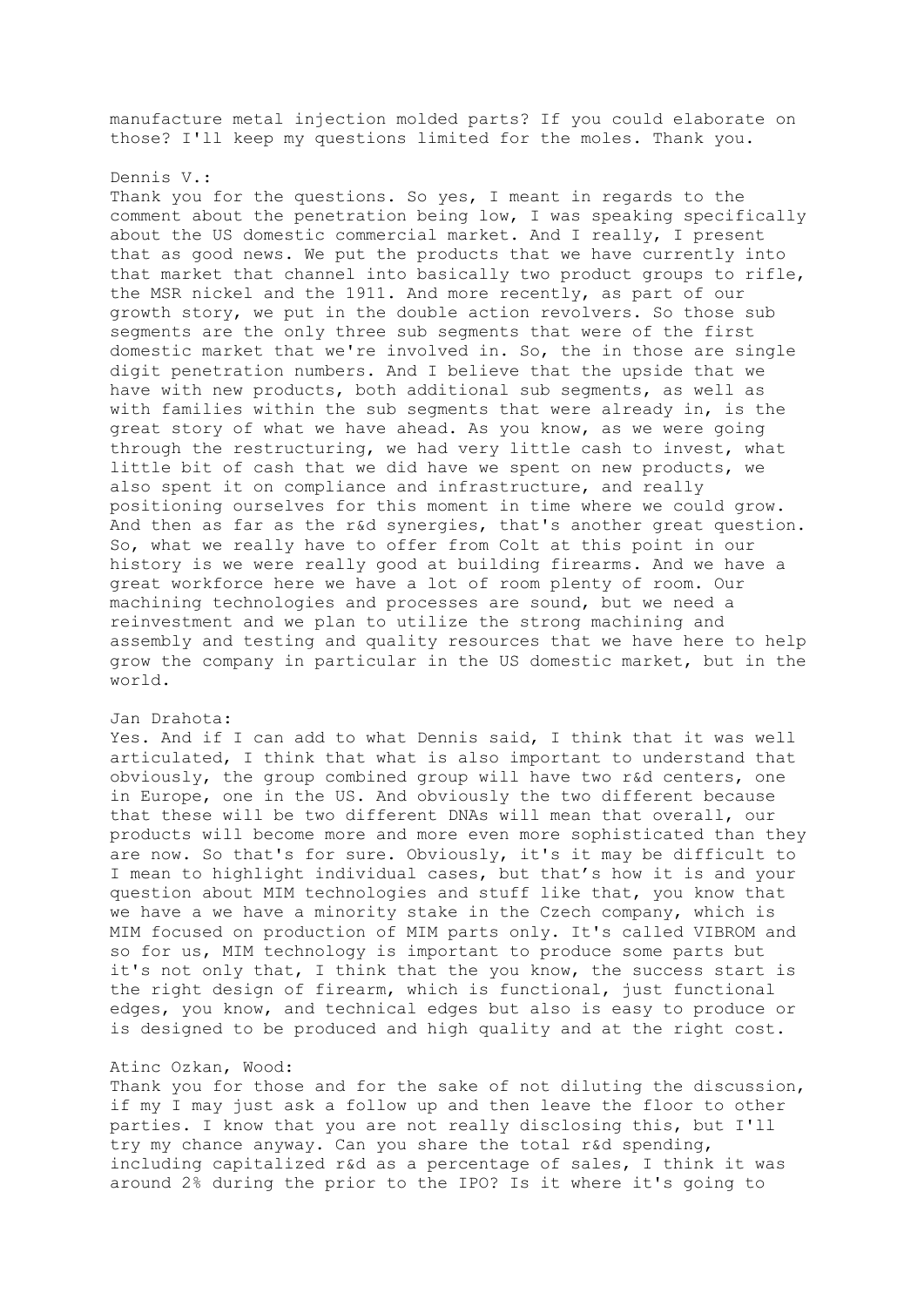manufacture metal injection molded parts? If you could elaborate on those? I'll keep my questions limited for the moles. Thank you.

Dennis V.:

Thank you for the questions. So yes, I meant in regards to the comment about the penetration being low, I was speaking specifically about the US domestic commercial market. And I really, I present that as good news. We put the products that we have currently into that market that channel into basically two product groups to rifle, the MSR nickel and the 1911. And more recently, as part of our growth story, we put in the double action revolvers. So those sub segments are the only three sub segments that were of the first domestic market that we're involved in. So, the in those are single digit penetration numbers. And I believe that the upside that we have with new products, both additional sub segments, as well as with families within the sub segments that were already in, is the great story of what we have ahead. As you know, as we were going through the restructuring, we had very little cash to invest, what little bit of cash that we did have we spent on new products, we also spent it on compliance and infrastructure, and really positioning ourselves for this moment in time where we could grow. And then as far as the r&d synergies, that's another great question. So, what we really have to offer from Colt at this point in our history is we were really good at building firearms. And we have a great workforce here we have a lot of room plenty of room. Our machining technologies and processes are sound, but we need a reinvestment and we plan to utilize the strong machining and assembly and testing and quality resources that we have here to help grow the company in particular in the US domestic market, but in the world.

Jan Drahota:

Yes. And if I can add to what Dennis said, I think that it was well articulated, I think that what is also important to understand that obviously, the group combined group will have two r&d centers, one in Europe, one in the US. And obviously the two different because that these will be two different DNAs will mean that overall, our products will become more and more even more sophisticated than they are now. So that's for sure. Obviously, it's it may be difficult to I mean to highlight individual cases, but that's how it is and your question about MIM technologies and stuff like that, you know that we have a we have a minority stake in the Czech company, which is MIM focused on production of MIM parts only. It's called VIBROM and so for us, MIM technology is important to produce some parts but it's not only that, I think that the you know, the success start is the right design of firearm, which is functional, just functional edges, you know, and technical edges but also is easy to produce or is designed to be produced and high quality and at the right cost.

Atinc Ozkan, Wood:

Thank you for those and for the sake of not diluting the discussion, if my I may just ask a follow up and then leave the floor to other parties. I know that you are not really disclosing this, but I'll try my chance anyway. Can you share the total r&d spending, including capitalized r&d as a percentage of sales, I think it was around 2% during the prior to the IPO? Is it where it's going to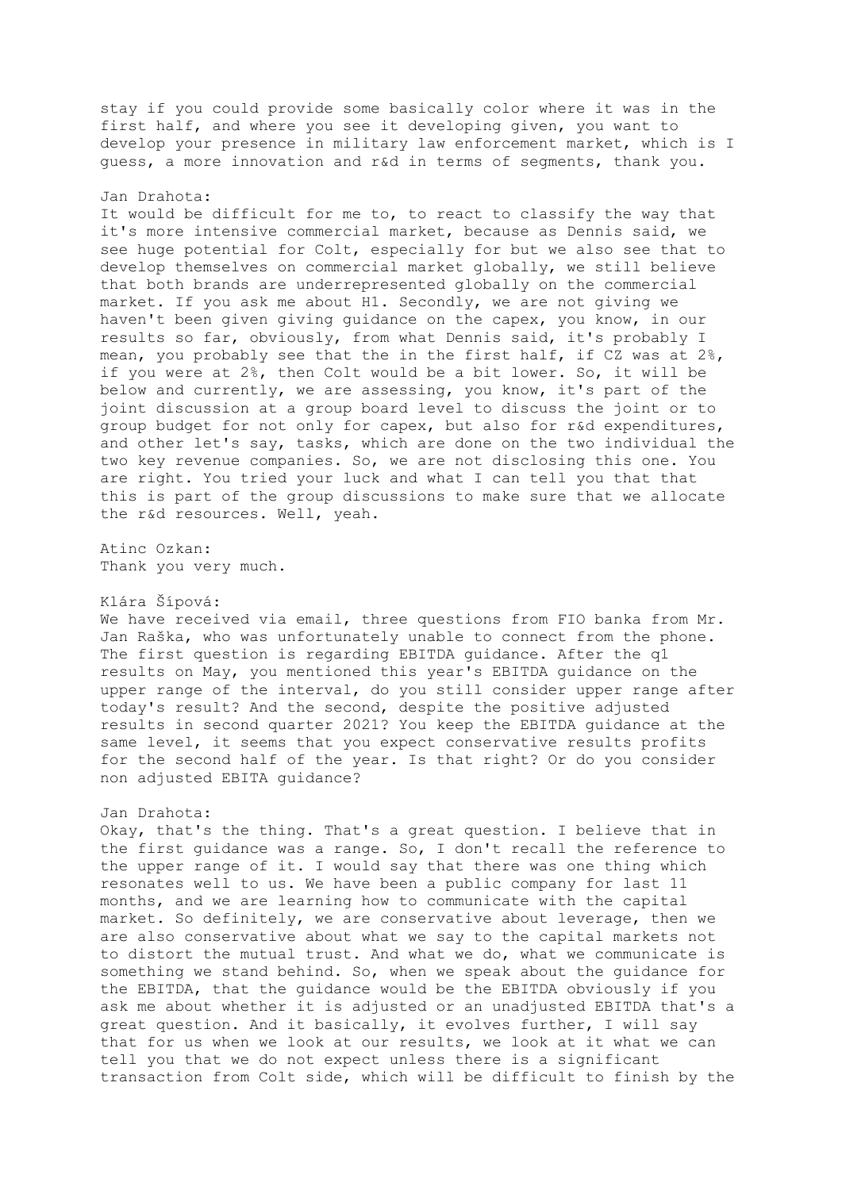stay if you could provide some basically color where it was in the first half, and where you see it developing given, you want to develop your presence in military law enforcement market, which is I guess, a more innovation and r&d in terms of segments, thank you.

Jan Drahota:
It would be difficult for me to, to react to classify the way that it's more intensive commercial market, because as Dennis said, we see huge potential for Colt, especially for but we also see that to develop themselves on commercial market globally, we still believe that both brands are underrepresented globally on the commercial market. If you ask me about H1. Secondly, we are not giving we haven't been given giving guidance on the capex, you know, in our results so far, obviously, from what Dennis said, it's probably I mean, you probably see that the in the first half, if CZ was at 2%, if you were at 2%, then Colt would be a bit lower. So, it will be below and currently, we are assessing, you know, it's part of the joint discussion at a group board level to discuss the joint or to group budget for not only for capex, but also for r&d expenditures, and other let's say, tasks, which are done on the two individual the two key revenue companies. So, we are not disclosing this one. You are right. You tried your luck and what I can tell you that that this is part of the group discussions to make sure that we allocate the r&d resources. Well, yeah.

Atinc Ozkan:
Thank you very much.

Klára Šípová:
We have received via email, three questions from FIO banka from Mr. Jan Raška, who was unfortunately unable to connect from the phone. The first question is regarding EBITDA guidance. After the q1 results on May, you mentioned this year's EBITDA guidance on the upper range of the interval, do you still consider upper range after today's result? And the second, despite the positive adjusted results in second quarter 2021? You keep the EBITDA guidance at the same level, it seems that you expect conservative results profits for the second half of the year. Is that right? Or do you consider non adjusted EBITA guidance?

Jan Drahota:
Okay, that's the thing. That's a great question. I believe that in the first guidance was a range. So, I don't recall the reference to the upper range of it. I would say that there was one thing which resonates well to us. We have been a public company for last 11 months, and we are learning how to communicate with the capital market. So definitely, we are conservative about leverage, then we are also conservative about what we say to the capital markets not to distort the mutual trust. And what we do, what we communicate is something we stand behind. So, when we speak about the guidance for the EBITDA, that the guidance would be the EBITDA obviously if you ask me about whether it is adjusted or an unadjusted EBITDA that's a great question. And it basically, it evolves further, I will say that for us when we look at our results, we look at it what we can tell you that we do not expect unless there is a significant transaction from Colt side, which will be difficult to finish by the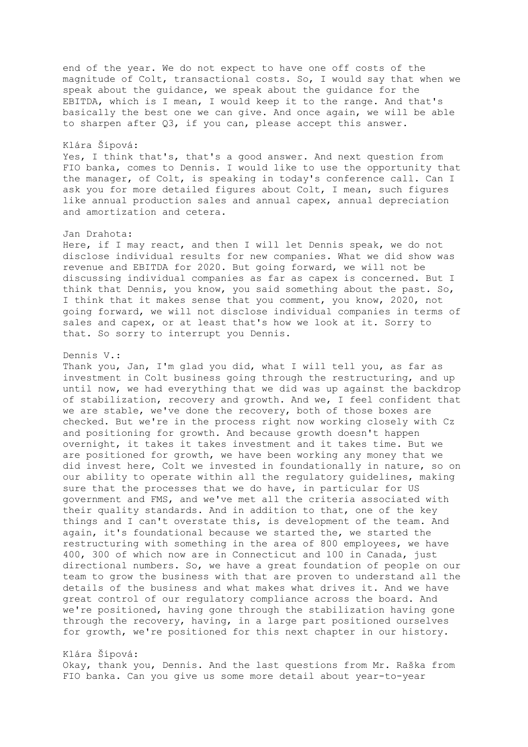end of the year. We do not expect to have one off costs of the magnitude of Colt, transactional costs. So, I would say that when we speak about the guidance, we speak about the guidance for the EBITDA, which is I mean, I would keep it to the range. And that's basically the best one we can give. And once again, we will be able to sharpen after Q3, if you can, please accept this answer.

Klára Šípová:
Yes, I think that's, that's a good answer. And next question from FIO banka, comes to Dennis. I would like to use the opportunity that the manager, of Colt, is speaking in today's conference call. Can I ask you for more detailed figures about Colt, I mean, such figures like annual production sales and annual capex, annual depreciation and amortization and cetera.

Jan Drahota:
Here, if I may react, and then I will let Dennis speak, we do not disclose individual results for new companies. What we did show was revenue and EBITDA for 2020. But going forward, we will not be discussing individual companies as far as capex is concerned. But I think that Dennis, you know, you said something about the past. So, I think that it makes sense that you comment, you know, 2020, not going forward, we will not disclose individual companies in terms of sales and capex, or at least that's how we look at it. Sorry to that. So sorry to interrupt you Dennis.

Dennis V.:
Thank you, Jan, I'm glad you did, what I will tell you, as far as investment in Colt business going through the restructuring, and up until now, we had everything that we did was up against the backdrop of stabilization, recovery and growth. And we, I feel confident that we are stable, we've done the recovery, both of those boxes are checked. But we're in the process right now working closely with Cz and positioning for growth. And because growth doesn't happen overnight, it takes it takes investment and it takes time. But we are positioned for growth, we have been working any money that we did invest here, Colt we invested in foundationally in nature, so on our ability to operate within all the regulatory guidelines, making sure that the processes that we do have, in particular for US government and FMS, and we've met all the criteria associated with their quality standards. And in addition to that, one of the key things and I can't overstate this, is development of the team. And again, it's foundational because we started the, we started the restructuring with something in the area of 800 employees, we have 400, 300 of which now are in Connecticut and 100 in Canada, just directional numbers. So, we have a great foundation of people on our team to grow the business with that are proven to understand all the details of the business and what makes what drives it. And we have great control of our regulatory compliance across the board. And we're positioned, having gone through the stabilization having gone through the recovery, having, in a large part positioned ourselves for growth, we're positioned for this next chapter in our history.

Klára Šípová:
Okay, thank you, Dennis. And the last questions from Mr. Raška from FIO banka. Can you give us some more detail about year-to-year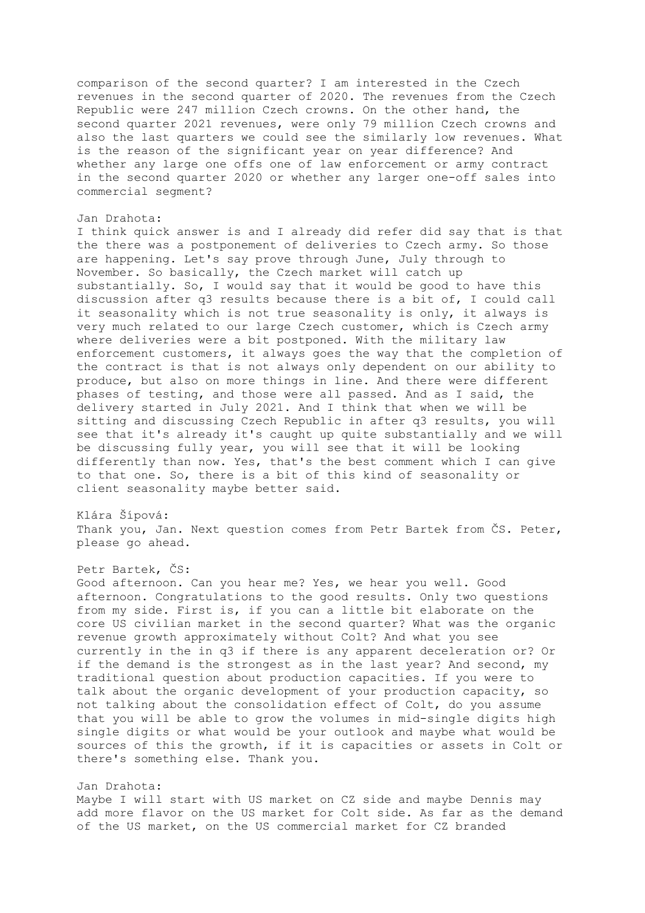comparison of the second quarter? I am interested in the Czech revenues in the second quarter of 2020. The revenues from the Czech Republic were 247 million Czech crowns. On the other hand, the second quarter 2021 revenues, were only 79 million Czech crowns and also the last quarters we could see the similarly low revenues. What is the reason of the significant year on year difference? And whether any large one offs one of law enforcement or army contract in the second quarter 2020 or whether any larger one-off sales into commercial segment?

Jan Drahota:
I think quick answer is and I already did refer did say that is that the there was a postponement of deliveries to Czech army. So those are happening. Let's say prove through June, July through to November. So basically, the Czech market will catch up substantially. So, I would say that it would be good to have this discussion after q3 results because there is a bit of, I could call it seasonality which is not true seasonality is only, it always is very much related to our large Czech customer, which is Czech army where deliveries were a bit postponed. With the military law enforcement customers, it always goes the way that the completion of the contract is that is not always only dependent on our ability to produce, but also on more things in line. And there were different phases of testing, and those were all passed. And as I said, the delivery started in July 2021. And I think that when we will be sitting and discussing Czech Republic in after q3 results, you will see that it's already it's caught up quite substantially and we will be discussing fully year, you will see that it will be looking differently than now. Yes, that's the best comment which I can give to that one. So, there is a bit of this kind of seasonality or client seasonality maybe better said.

Klára Šípová:
Thank you, Jan. Next question comes from Petr Bartek from ČS. Peter, please go ahead.

Petr Bartek, ČS:
Good afternoon. Can you hear me? Yes, we hear you well. Good afternoon. Congratulations to the good results. Only two questions from my side. First is, if you can a little bit elaborate on the core US civilian market in the second quarter? What was the organic revenue growth approximately without Colt? And what you see currently in the in q3 if there is any apparent deceleration or? Or if the demand is the strongest as in the last year? And second, my traditional question about production capacities. If you were to talk about the organic development of your production capacity, so not talking about the consolidation effect of Colt, do you assume that you will be able to grow the volumes in mid-single digits high single digits or what would be your outlook and maybe what would be sources of this the growth, if it is capacities or assets in Colt or there's something else. Thank you.

Jan Drahota:
Maybe I will start with US market on CZ side and maybe Dennis may add more flavor on the US market for Colt side. As far as the demand of the US market, on the US commercial market for CZ branded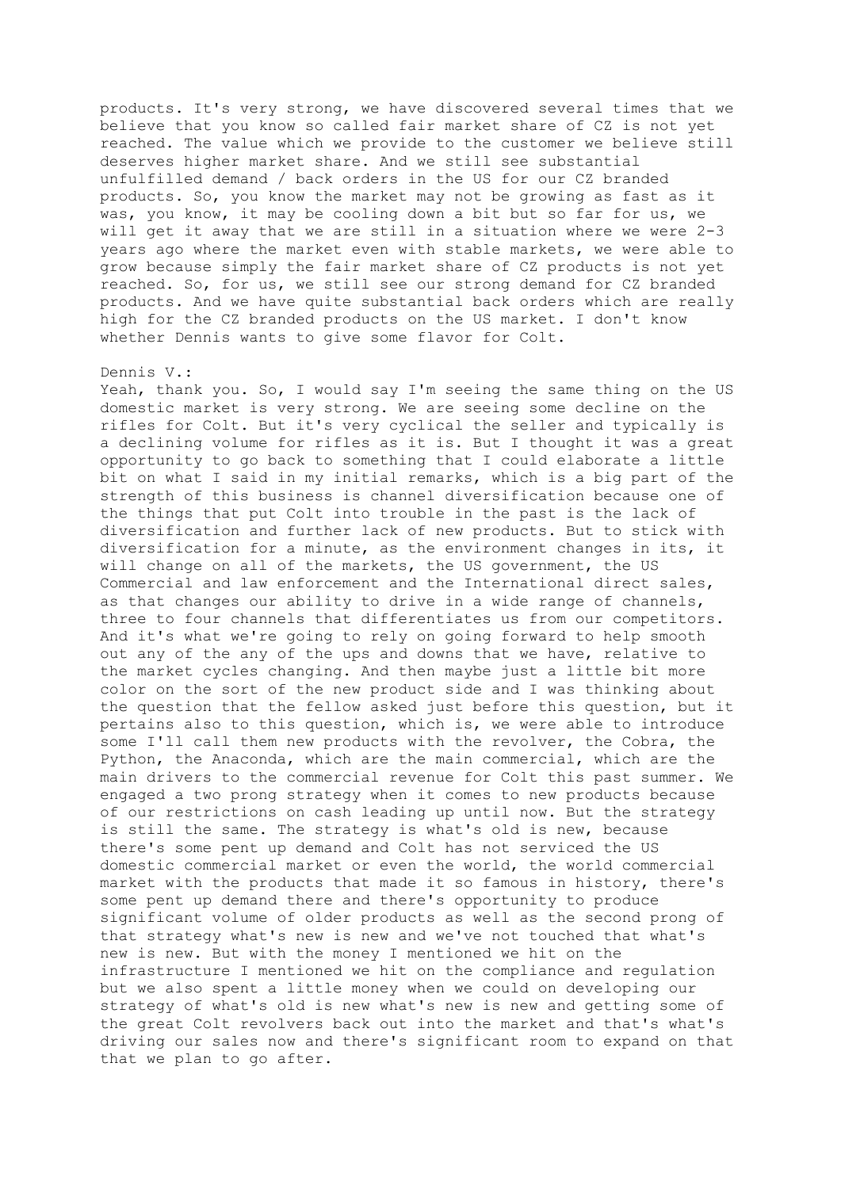products. It's very strong, we have discovered several times that we believe that you know so called fair market share of CZ is not yet reached. The value which we provide to the customer we believe still deserves higher market share. And we still see substantial unfulfilled demand / back orders in the US for our CZ branded products. So, you know the market may not be growing as fast as it was, you know, it may be cooling down a bit but so far for us, we will get it away that we are still in a situation where we were 2-3 years ago where the market even with stable markets, we were able to grow because simply the fair market share of CZ products is not yet reached. So, for us, we still see our strong demand for CZ branded products. And we have quite substantial back orders which are really high for the CZ branded products on the US market. I don't know whether Dennis wants to give some flavor for Colt.

Dennis V.:

Yeah, thank you. So, I would say I'm seeing the same thing on the US domestic market is very strong. We are seeing some decline on the rifles for Colt. But it's very cyclical the seller and typically is a declining volume for rifles as it is. But I thought it was a great opportunity to go back to something that I could elaborate a little bit on what I said in my initial remarks, which is a big part of the strength of this business is channel diversification because one of the things that put Colt into trouble in the past is the lack of diversification and further lack of new products. But to stick with diversification for a minute, as the environment changes in its, it will change on all of the markets, the US government, the US Commercial and law enforcement and the International direct sales, as that changes our ability to drive in a wide range of channels, three to four channels that differentiates us from our competitors. And it's what we're going to rely on going forward to help smooth out any of the any of the ups and downs that we have, relative to the market cycles changing. And then maybe just a little bit more color on the sort of the new product side and I was thinking about the question that the fellow asked just before this question, but it pertains also to this question, which is, we were able to introduce some I'll call them new products with the revolver, the Cobra, the Python, the Anaconda, which are the main commercial, which are the main drivers to the commercial revenue for Colt this past summer. We engaged a two prong strategy when it comes to new products because of our restrictions on cash leading up until now. But the strategy is still the same. The strategy is what's old is new, because there's some pent up demand and Colt has not serviced the US domestic commercial market or even the world, the world commercial market with the products that made it so famous in history, there's some pent up demand there and there's opportunity to produce significant volume of older products as well as the second prong of that strategy what's new is new and we've not touched that what's new is new. But with the money I mentioned we hit on the infrastructure I mentioned we hit on the compliance and regulation but we also spent a little money when we could on developing our strategy of what's old is new what's new is new and getting some of the great Colt revolvers back out into the market and that's what's driving our sales now and there's significant room to expand on that that we plan to go after.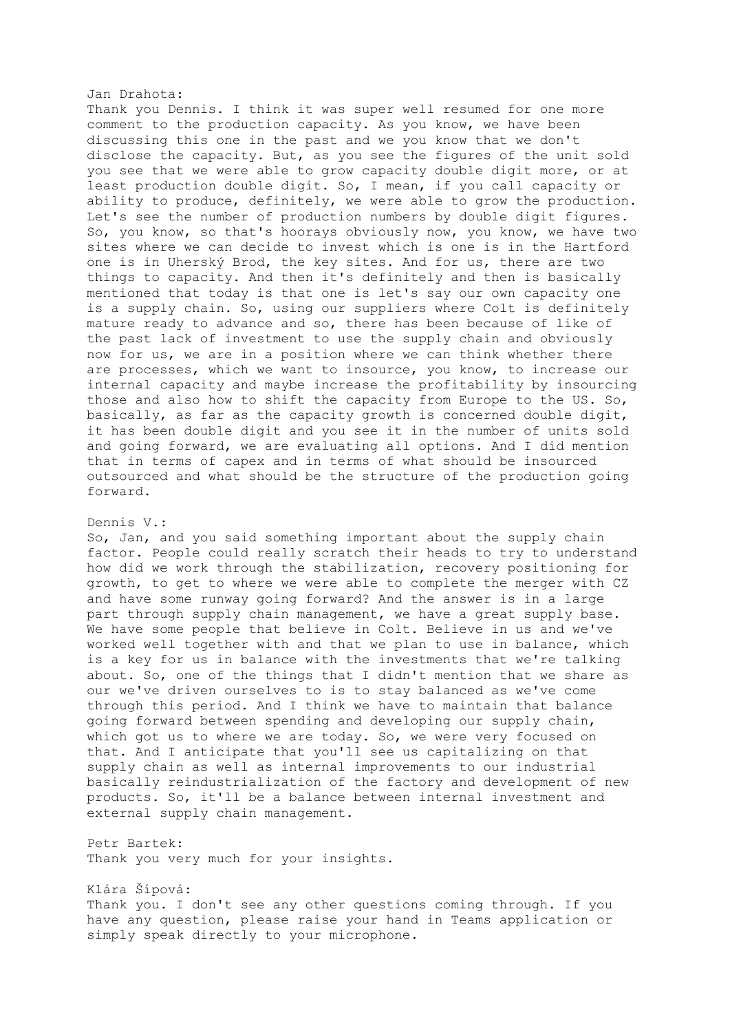Jan Drahota:
Thank you Dennis. I think it was super well resumed for one more comment to the production capacity. As you know, we have been discussing this one in the past and we you know that we don't disclose the capacity. But, as you see the figures of the unit sold you see that we were able to grow capacity double digit more, or at least production double digit. So, I mean, if you call capacity or ability to produce, definitely, we were able to grow the production. Let's see the number of production numbers by double digit figures. So, you know, so that's hoorays obviously now, you know, we have two sites where we can decide to invest which is one is in the Hartford one is in Uherský Brod, the key sites. And for us, there are two things to capacity. And then it's definitely and then is basically mentioned that today is that one is let's say our own capacity one is a supply chain. So, using our suppliers where Colt is definitely mature ready to advance and so, there has been because of like of the past lack of investment to use the supply chain and obviously now for us, we are in a position where we can think whether there are processes, which we want to insource, you know, to increase our internal capacity and maybe increase the profitability by insourcing those and also how to shift the capacity from Europe to the US. So, basically, as far as the capacity growth is concerned double digit, it has been double digit and you see it in the number of units sold and going forward, we are evaluating all options. And I did mention that in terms of capex and in terms of what should be insourced outsourced and what should be the structure of the production going forward.

Dennis V.:
So, Jan, and you said something important about the supply chain factor. People could really scratch their heads to try to understand how did we work through the stabilization, recovery positioning for growth, to get to where we were able to complete the merger with CZ and have some runway going forward? And the answer is in a large part through supply chain management, we have a great supply base. We have some people that believe in Colt. Believe in us and we've worked well together with and that we plan to use in balance, which is a key for us in balance with the investments that we're talking about. So, one of the things that I didn't mention that we share as our we've driven ourselves to is to stay balanced as we've come through this period. And I think we have to maintain that balance going forward between spending and developing our supply chain, which got us to where we are today. So, we were very focused on that. And I anticipate that you'll see us capitalizing on that supply chain as well as internal improvements to our industrial basically reindustrialization of the factory and development of new products. So, it'll be a balance between internal investment and external supply chain management.

Petr Bartek:
Thank you very much for your insights.

Klára Šípová:
Thank you. I don't see any other questions coming through. If you have any question, please raise your hand in Teams application or simply speak directly to your microphone.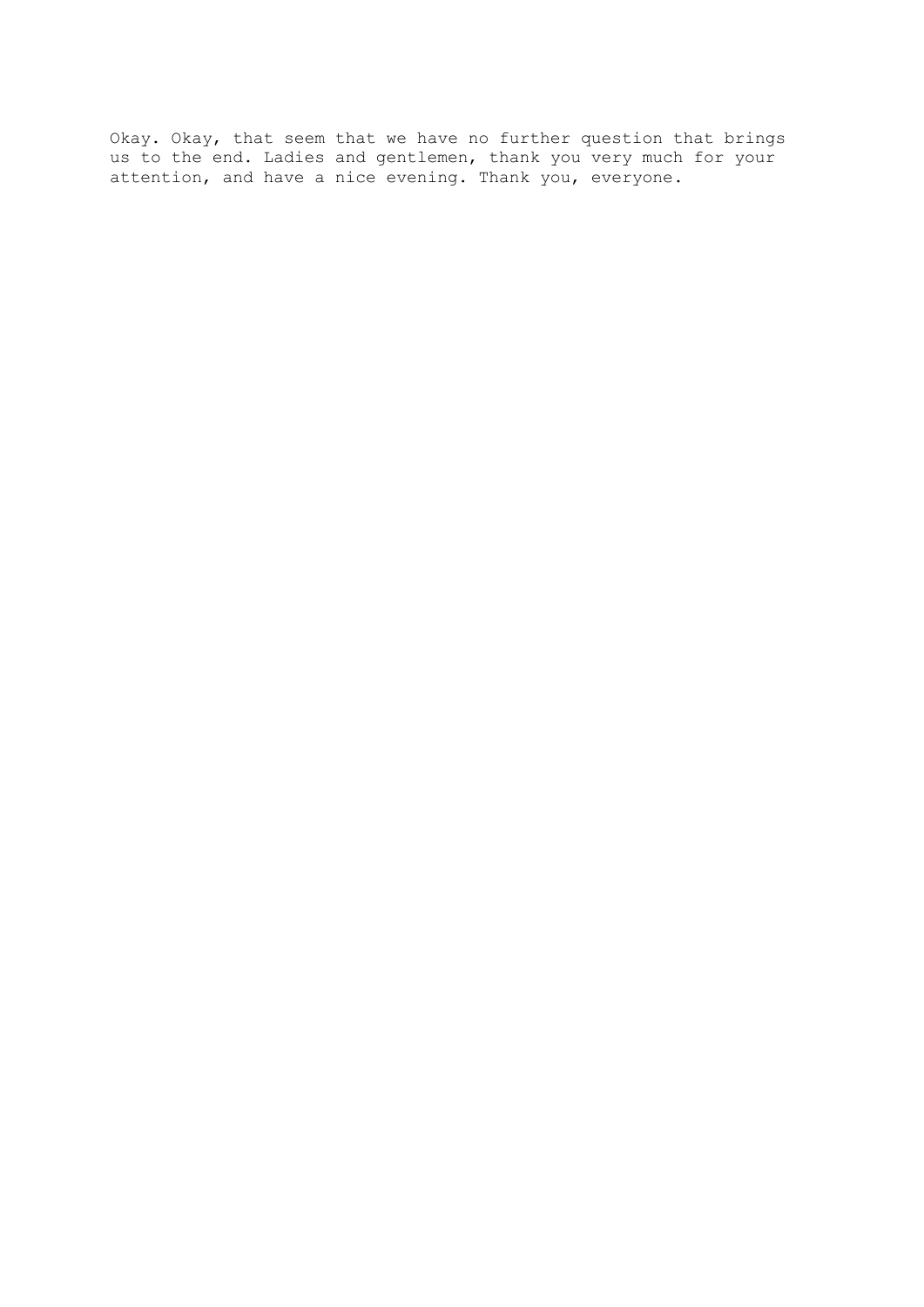Okay. Okay, that seem that we have no further question that brings us to the end. Ladies and gentlemen, thank you very much for your attention, and have a nice evening. Thank you, everyone.